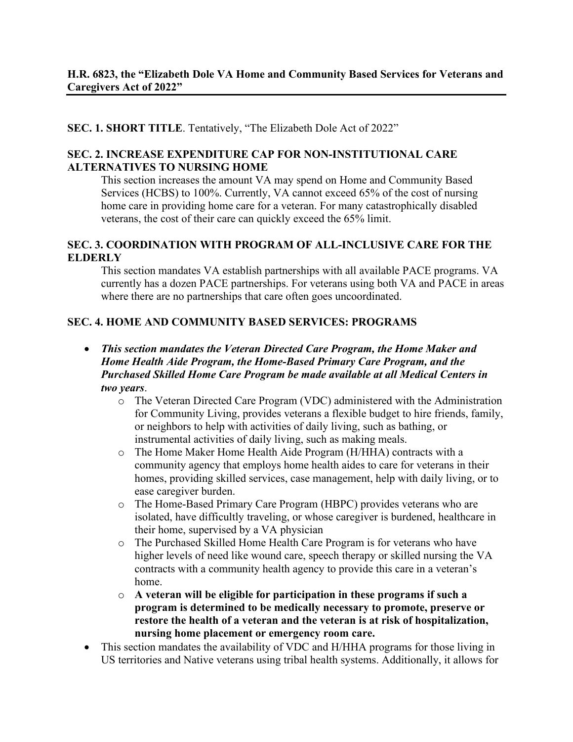**H.R. 6823, the "Elizabeth Dole VA Home and Community Based Services for Veterans and Caregivers Act of 2022"**

**SEC. 1. SHORT TITLE**. Tentatively, "The Elizabeth Dole Act of 2022"

**SEC. 2. INCREASE EXPENDITURE CAP FOR NON-INSTITUTIONAL CARE ALTERNATIVES TO NURSING HOME**

This section increases the amount VA may spend on Home and Community Based Services (HCBS) to 100%. Currently, VA cannot exceed 65% of the cost of nursing home care in providing home care for a veteran. For many catastrophically disabled veterans, the cost of their care can quickly exceed the 65% limit.

**SEC. 3. COORDINATION WITH PROGRAM OF ALL-INCLUSIVE CARE FOR THE ELDERLY**

This section mandates VA establish partnerships with all available PACE programs. VA currently has a dozen PACE partnerships. For veterans using both VA and PACE in areas where there are no partnerships that care often goes uncoordinated.

**SEC. 4. HOME AND COMMUNITY BASED SERVICES: PROGRAMS**

- ***This section mandates the Veteran Directed Care Program, the Home Maker and Home Health Aide Program, the Home-Based Primary Care Program, and the Purchased Skilled Home Care Program be made available at all Medical Centers in two years***.
  - The Veteran Directed Care Program (VDC) administered with the Administration for Community Living, provides veterans a flexible budget to hire friends, family, or neighbors to help with activities of daily living, such as bathing, or instrumental activities of daily living, such as making meals.
  - The Home Maker Home Health Aide Program (H/HHA) contracts with a community agency that employs home health aides to care for veterans in their homes, providing skilled services, case management, help with daily living, or to ease caregiver burden.
  - The Home-Based Primary Care Program (HBPC) provides veterans who are isolated, have difficultly traveling, or whose caregiver is burdened, healthcare in their home, supervised by a VA physician
  - The Purchased Skilled Home Health Care Program is for veterans who have higher levels of need like wound care, speech therapy or skilled nursing the VA contracts with a community health agency to provide this care in a veteran's home.
  - **A veteran will be eligible for participation in these programs if such a program is determined to be medically necessary to promote, preserve or restore the health of a veteran and the veteran is at risk of hospitalization, nursing home placement or emergency room care.**
- This section mandates the availability of VDC and H/HHA programs for those living in US territories and Native veterans using tribal health systems. Additionally, it allows for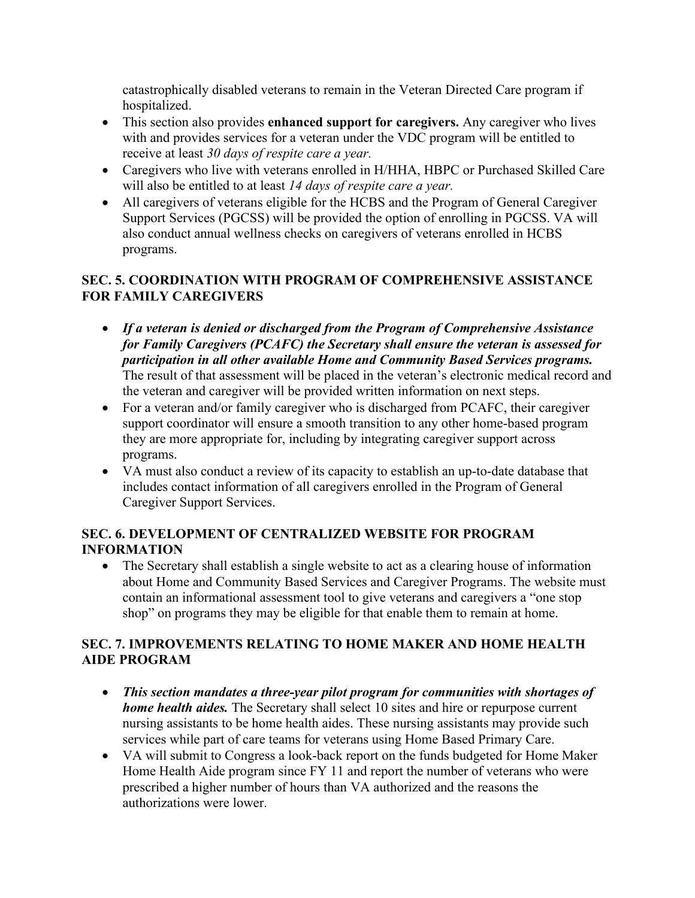catastrophically disabled veterans to remain in the Veteran Directed Care program if hospitalized.

- This section also provides **enhanced support for caregivers.** Any caregiver who lives with and provides services for a veteran under the VDC program will be entitled to receive at least *30 days of respite care a year.*
- Caregivers who live with veterans enrolled in H/HHA, HBPC or Purchased Skilled Care will also be entitled to at least *14 days of respite care a year.*
- All caregivers of veterans eligible for the HCBS and the Program of General Caregiver Support Services (PGCSS) will be provided the option of enrolling in PGCSS. VA will also conduct annual wellness checks on caregivers of veterans enrolled in HCBS programs.

### SEC. 5. COORDINATION WITH PROGRAM OF COMPREHENSIVE ASSISTANCE FOR FAMILY CAREGIVERS

- ***If a veteran is denied or discharged from the Program of Comprehensive Assistance for Family Caregivers (PCAFC) the Secretary shall ensure the veteran is assessed for participation in all other available Home and Community Based Services programs.*** The result of that assessment will be placed in the veteran's electronic medical record and the veteran and caregiver will be provided written information on next steps.
- For a veteran and/or family caregiver who is discharged from PCAFC, their caregiver support coordinator will ensure a smooth transition to any other home-based program they are more appropriate for, including by integrating caregiver support across programs.
- VA must also conduct a review of its capacity to establish an up-to-date database that includes contact information of all caregivers enrolled in the Program of General Caregiver Support Services.

### SEC. 6. DEVELOPMENT OF CENTRALIZED WEBSITE FOR PROGRAM INFORMATION

- The Secretary shall establish a single website to act as a clearing house of information about Home and Community Based Services and Caregiver Programs. The website must contain an informational assessment tool to give veterans and caregivers a "one stop shop" on programs they may be eligible for that enable them to remain at home.

### SEC. 7. IMPROVEMENTS RELATING TO HOME MAKER AND HOME HEALTH AIDE PROGRAM

- ***This section mandates a three-year pilot program for communities with shortages of home health aides.*** The Secretary shall select 10 sites and hire or repurpose current nursing assistants to be home health aides. These nursing assistants may provide such services while part of care teams for veterans using Home Based Primary Care.
- VA will submit to Congress a look-back report on the funds budgeted for Home Maker Home Health Aide program since FY 11 and report the number of veterans who were prescribed a higher number of hours than VA authorized and the reasons the authorizations were lower.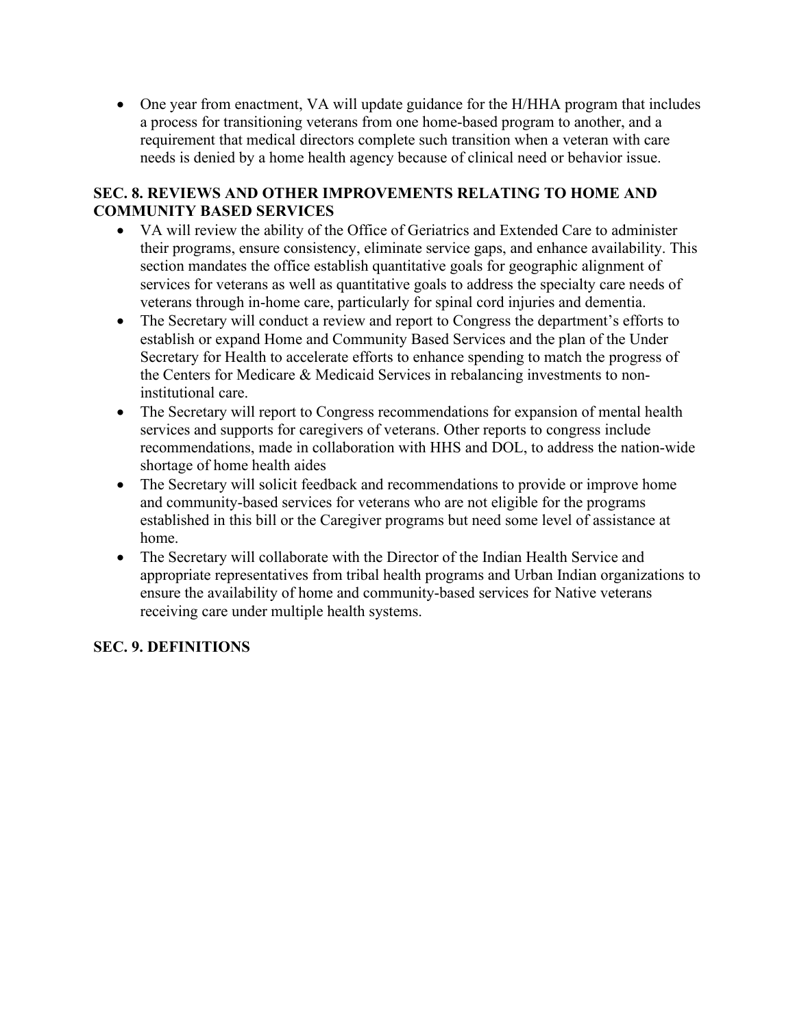- One year from enactment, VA will update guidance for the H/HHA program that includes a process for transitioning veterans from one home-based program to another, and a requirement that medical directors complete such transition when a veteran with care needs is denied by a home health agency because of clinical need or behavior issue.

## SEC. 8. REVIEWS AND OTHER IMPROVEMENTS RELATING TO HOME AND COMMUNITY BASED SERVICES

- VA will review the ability of the Office of Geriatrics and Extended Care to administer their programs, ensure consistency, eliminate service gaps, and enhance availability. This section mandates the office establish quantitative goals for geographic alignment of services for veterans as well as quantitative goals to address the specialty care needs of veterans through in-home care, particularly for spinal cord injuries and dementia.
- The Secretary will conduct a review and report to Congress the department's efforts to establish or expand Home and Community Based Services and the plan of the Under Secretary for Health to accelerate efforts to enhance spending to match the progress of the Centers for Medicare & Medicaid Services in rebalancing investments to non-institutional care.
- The Secretary will report to Congress recommendations for expansion of mental health services and supports for caregivers of veterans. Other reports to congress include recommendations, made in collaboration with HHS and DOL, to address the nation-wide shortage of home health aides
- The Secretary will solicit feedback and recommendations to provide or improve home and community-based services for veterans who are not eligible for the programs established in this bill or the Caregiver programs but need some level of assistance at home.
- The Secretary will collaborate with the Director of the Indian Health Service and appropriate representatives from tribal health programs and Urban Indian organizations to ensure the availability of home and community-based services for Native veterans receiving care under multiple health systems.

## SEC. 9. DEFINITIONS